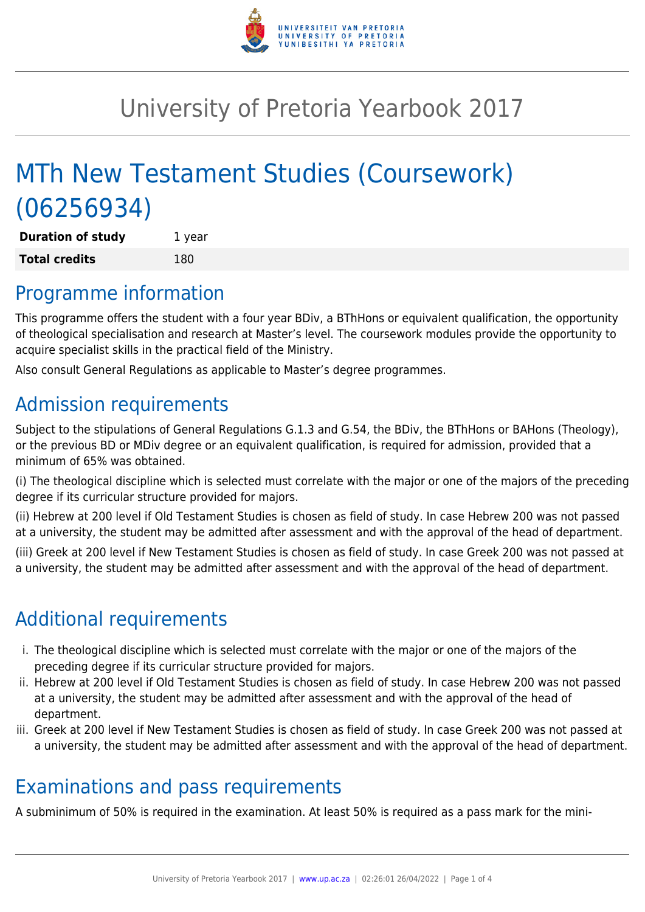# University of Pretoria Yearbook 2017

# MTh New Testament Studies (Coursework) (06256934)

| **Duration of study** | 1 year |
| --- | --- |
| **Total credits** | 180 |

## Programme information

This programme offers the student with a four year BDiv, a BThHons or equivalent qualification, the opportunity of theological specialisation and research at Master's level. The coursework modules provide the opportunity to acquire specialist skills in the practical field of the Ministry.

Also consult General Regulations as applicable to Master's degree programmes.

## Admission requirements

Subject to the stipulations of General Regulations G.1.3 and G.54, the BDiv, the BThHons or BAHons (Theology), or the previous BD or MDiv degree or an equivalent qualification, is required for admission, provided that a minimum of 65% was obtained.

(i) The theological discipline which is selected must correlate with the major or one of the majors of the preceding degree if its curricular structure provided for majors.

(ii) Hebrew at 200 level if Old Testament Studies is chosen as field of study. In case Hebrew 200 was not passed at a university, the student may be admitted after assessment and with the approval of the head of department.

(iii) Greek at 200 level if New Testament Studies is chosen as field of study. In case Greek 200 was not passed at a university, the student may be admitted after assessment and with the approval of the head of department.

## Additional requirements

i. The theological discipline which is selected must correlate with the major or one of the majors of the preceding degree if its curricular structure provided for majors.
ii. Hebrew at 200 level if Old Testament Studies is chosen as field of study. In case Hebrew 200 was not passed at a university, the student may be admitted after assessment and with the approval of the head of department.
iii. Greek at 200 level if New Testament Studies is chosen as field of study. In case Greek 200 was not passed at a university, the student may be admitted after assessment and with the approval of the head of department.

## Examinations and pass requirements

A subminimum of 50% is required in the examination. At least 50% is required as a pass mark for the mini-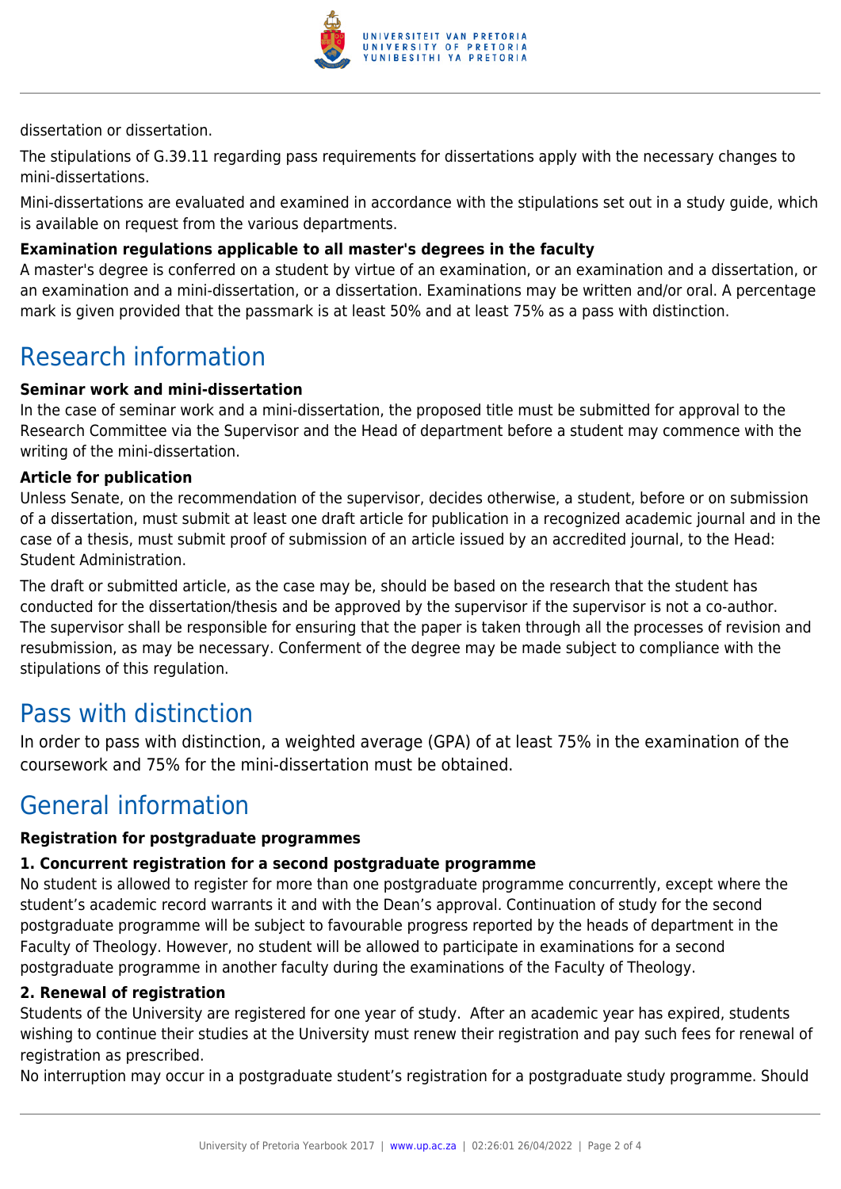dissertation or dissertation.

The stipulations of G.39.11 regarding pass requirements for dissertations apply with the necessary changes to mini-dissertations.

Mini-dissertations are evaluated and examined in accordance with the stipulations set out in a study guide, which is available on request from the various departments.

**Examination regulations applicable to all master's degrees in the faculty**

A master's degree is conferred on a student by virtue of an examination, or an examination and a dissertation, or an examination and a mini-dissertation, or a dissertation. Examinations may be written and/or oral. A percentage mark is given provided that the passmark is at least 50% and at least 75% as a pass with distinction.

## Research information

**Seminar work and mini-dissertation**

In the case of seminar work and a mini-dissertation, the proposed title must be submitted for approval to the Research Committee via the Supervisor and the Head of department before a student may commence with the writing of the mini-dissertation.

**Article for publication**

Unless Senate, on the recommendation of the supervisor, decides otherwise, a student, before or on submission of a dissertation, must submit at least one draft article for publication in a recognized academic journal and in the case of a thesis, must submit proof of submission of an article issued by an accredited journal, to the Head: Student Administration.

The draft or submitted article, as the case may be, should be based on the research that the student has conducted for the dissertation/thesis and be approved by the supervisor if the supervisor is not a co-author. The supervisor shall be responsible for ensuring that the paper is taken through all the processes of revision and resubmission, as may be necessary. Conferment of the degree may be made subject to compliance with the stipulations of this regulation.

## Pass with distinction

In order to pass with distinction, a weighted average (GPA) of at least 75% in the examination of the coursework and 75% for the mini-dissertation must be obtained.

## General information

**Registration for postgraduate programmes**

**1. Concurrent registration for a second postgraduate programme**

No student is allowed to register for more than one postgraduate programme concurrently, except where the student's academic record warrants it and with the Dean's approval. Continuation of study for the second postgraduate programme will be subject to favourable progress reported by the heads of department in the Faculty of Theology. However, no student will be allowed to participate in examinations for a second postgraduate programme in another faculty during the examinations of the Faculty of Theology.

**2. Renewal of registration**

Students of the University are registered for one year of study. After an academic year has expired, students wishing to continue their studies at the University must renew their registration and pay such fees for renewal of registration as prescribed.

No interruption may occur in a postgraduate student's registration for a postgraduate study programme. Should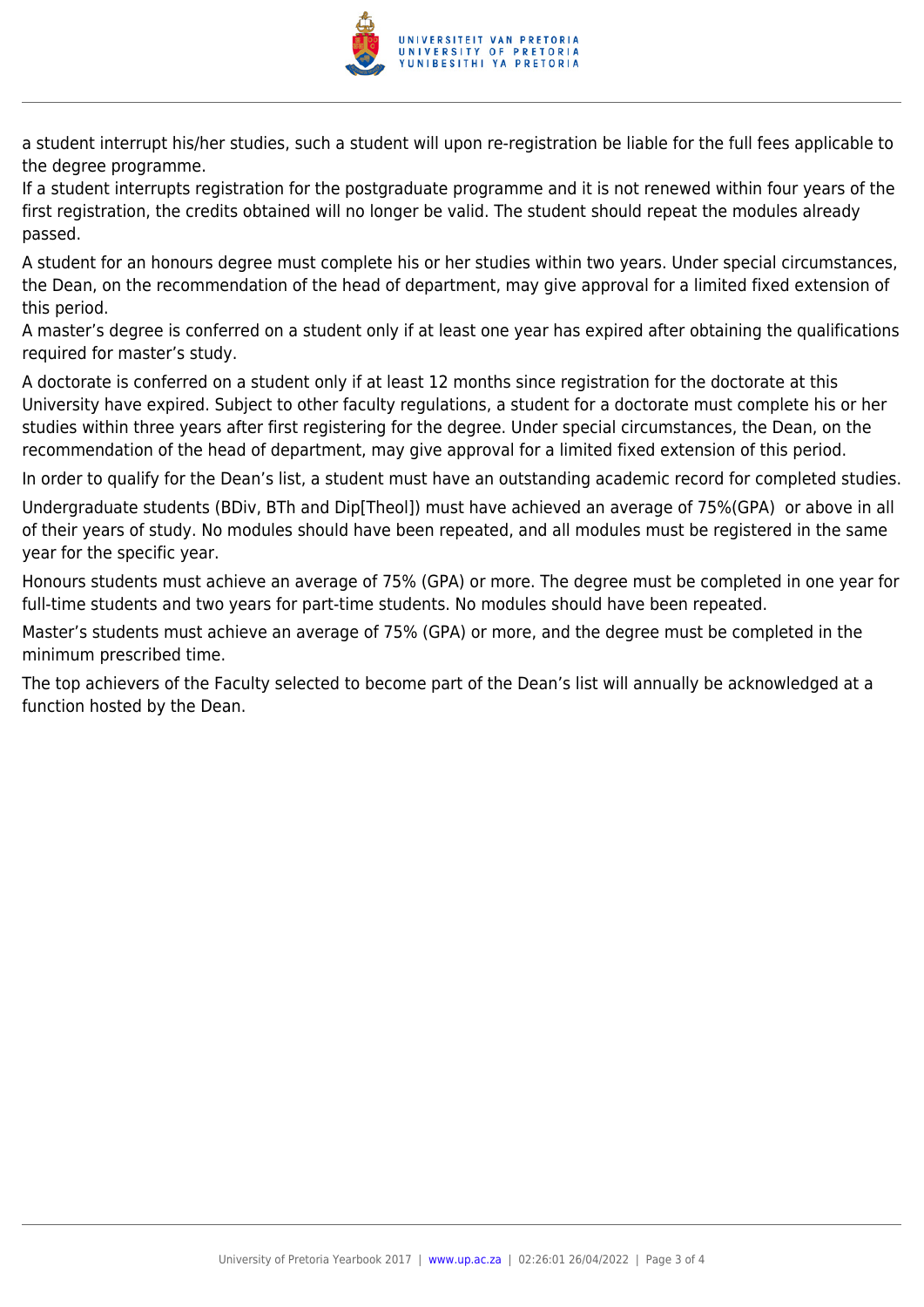a student interrupt his/her studies, such a student will upon re-registration be liable for the full fees applicable to the degree programme.

If a student interrupts registration for the postgraduate programme and it is not renewed within four years of the first registration, the credits obtained will no longer be valid. The student should repeat the modules already passed.

A student for an honours degree must complete his or her studies within two years. Under special circumstances, the Dean, on the recommendation of the head of department, may give approval for a limited fixed extension of this period.

A master's degree is conferred on a student only if at least one year has expired after obtaining the qualifications required for master's study.

A doctorate is conferred on a student only if at least 12 months since registration for the doctorate at this University have expired. Subject to other faculty regulations, a student for a doctorate must complete his or her studies within three years after first registering for the degree. Under special circumstances, the Dean, on the recommendation of the head of department, may give approval for a limited fixed extension of this period.

In order to qualify for the Dean's list, a student must have an outstanding academic record for completed studies.

Undergraduate students (BDiv, BTh and Dip[Theol]) must have achieved an average of 75%(GPA) or above in all of their years of study. No modules should have been repeated, and all modules must be registered in the same year for the specific year.

Honours students must achieve an average of 75% (GPA) or more. The degree must be completed in one year for full-time students and two years for part-time students. No modules should have been repeated.

Master's students must achieve an average of 75% (GPA) or more, and the degree must be completed in the minimum prescribed time.

The top achievers of the Faculty selected to become part of the Dean's list will annually be acknowledged at a function hosted by the Dean.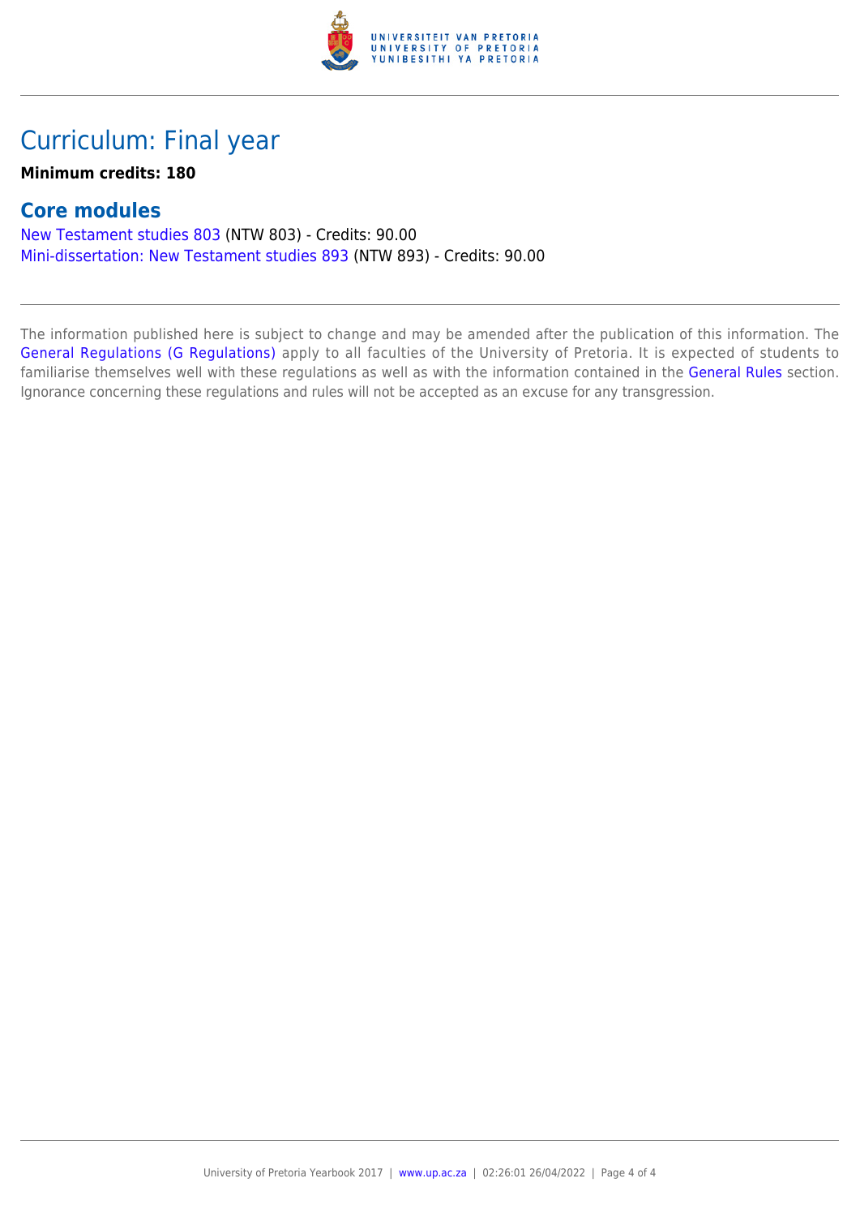# Curriculum: Final year

**Minimum credits: 180**

## Core modules

New Testament studies 803 (NTW 803) - Credits: 90.00
Mini-dissertation: New Testament studies 893 (NTW 893) - Credits: 90.00

The information published here is subject to change and may be amended after the publication of this information. The General Regulations (G Regulations) apply to all faculties of the University of Pretoria. It is expected of students to familiarise themselves well with these regulations as well as with the information contained in the General Rules section. Ignorance concerning these regulations and rules will not be accepted as an excuse for any transgression.